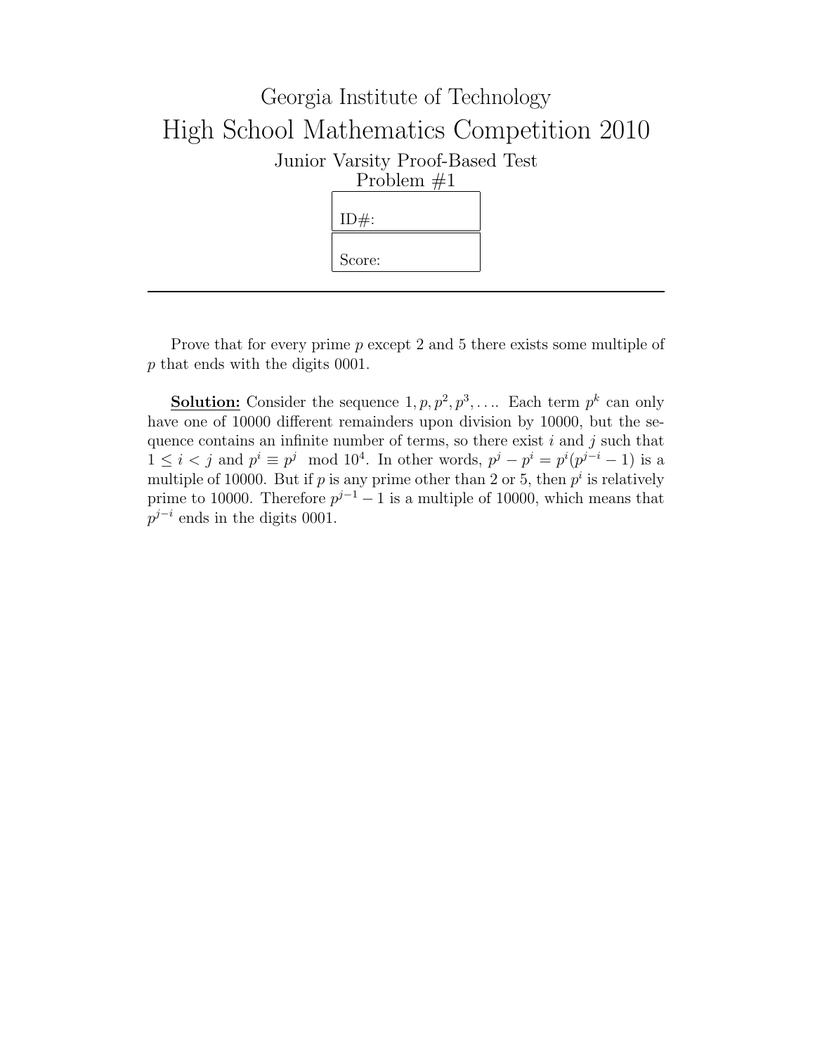# Georgia Institute of Technology

# High School Mathematics Competition 2010

## Junior Varsity Proof-Based Test
## Problem #1

| ID#: |
| --- |
| Score: |

---

Prove that for every prime $p$ except 2 and 5 there exists some multiple of $p$ that ends with the digits 0001.

**Solution:** Consider the sequence $1, p, p^2, p^3, \ldots$. Each term $p^k$ can only have one of 10000 different remainders upon division by 10000, but the sequence contains an infinite number of terms, so there exist $i$ and $j$ such that $1 \leq i < j$ and $p^i \equiv p^j \mod 10^4$. In other words, $p^j - p^i = p^i(p^{j-i} - 1)$ is a multiple of 10000. But if $p$ is any prime other than 2 or 5, then $p^i$ is relatively prime to 10000. Therefore $p^{j-1} - 1$ is a multiple of 10000, which means that $p^{j-i}$ ends in the digits 0001.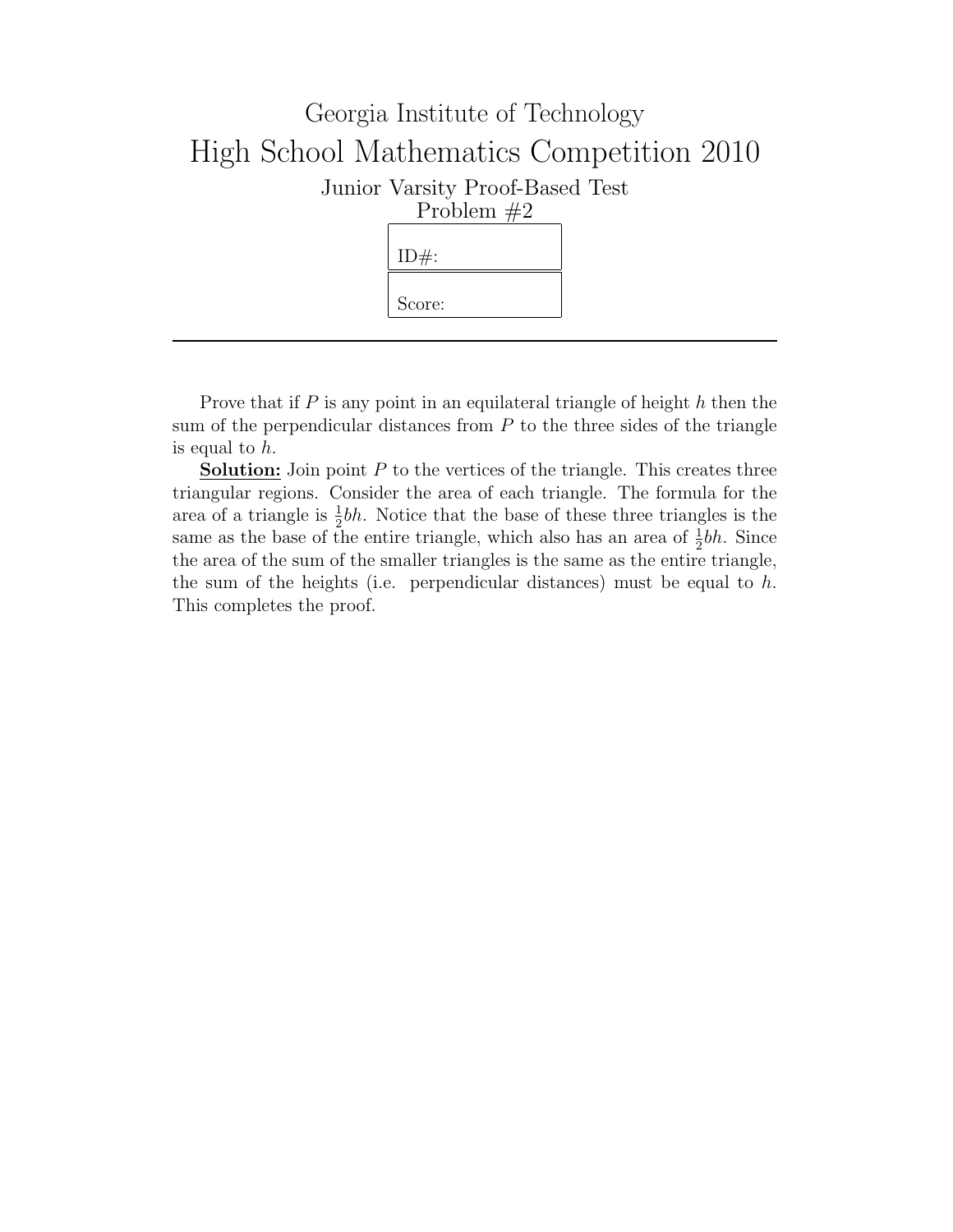# Georgia Institute of Technology

## High School Mathematics Competition 2010

### Junior Varsity Proof-Based Test
### Problem #2

| ID#: |
|---|
| Score: |

---

Prove that if $P$ is any point in an equilateral triangle of height $h$ then the sum of the perpendicular distances from $P$ to the three sides of the triangle is equal to $h$.

**Solution:** Join point $P$ to the vertices of the triangle. This creates three triangular regions. Consider the area of each triangle. The formula for the area of a triangle is $\frac{1}{2}bh$. Notice that the base of these three triangles is the same as the base of the entire triangle, which also has an area of $\frac{1}{2}bh$. Since the area of the sum of the smaller triangles is the same as the entire triangle, the sum of the heights (i.e. perpendicular distances) must be equal to $h$. This completes the proof.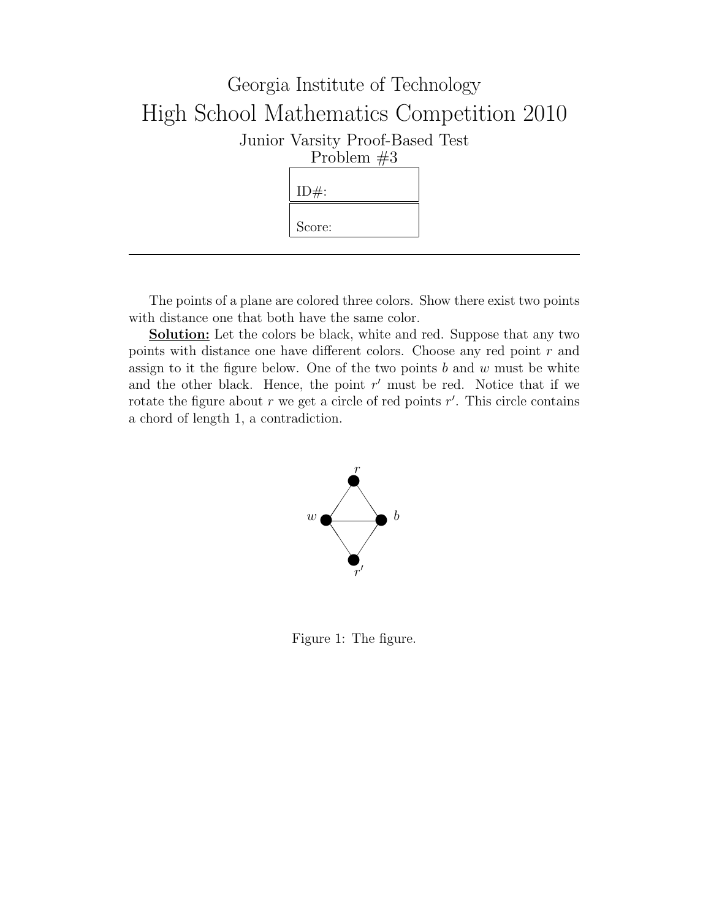# Georgia Institute of Technology

# High School Mathematics Competition 2010

## Junior Varsity Proof-Based Test

### Problem #3

ID#:

Score:

---

The points of a plane are colored three colors. Show there exist two points with distance one that both have the same color.

**Solution:** Let the colors be black, white and red. Suppose that any two points with distance one have different colors. Choose any red point $r$ and assign to it the figure below. One of the two points $b$ and $w$ must be white and the other black. Hence, the point $r'$ must be red. Notice that if we rotate the figure about $r$ we get a circle of red points $r'$. This circle contains a chord of length 1, a contradiction.

Figure 1: The figure.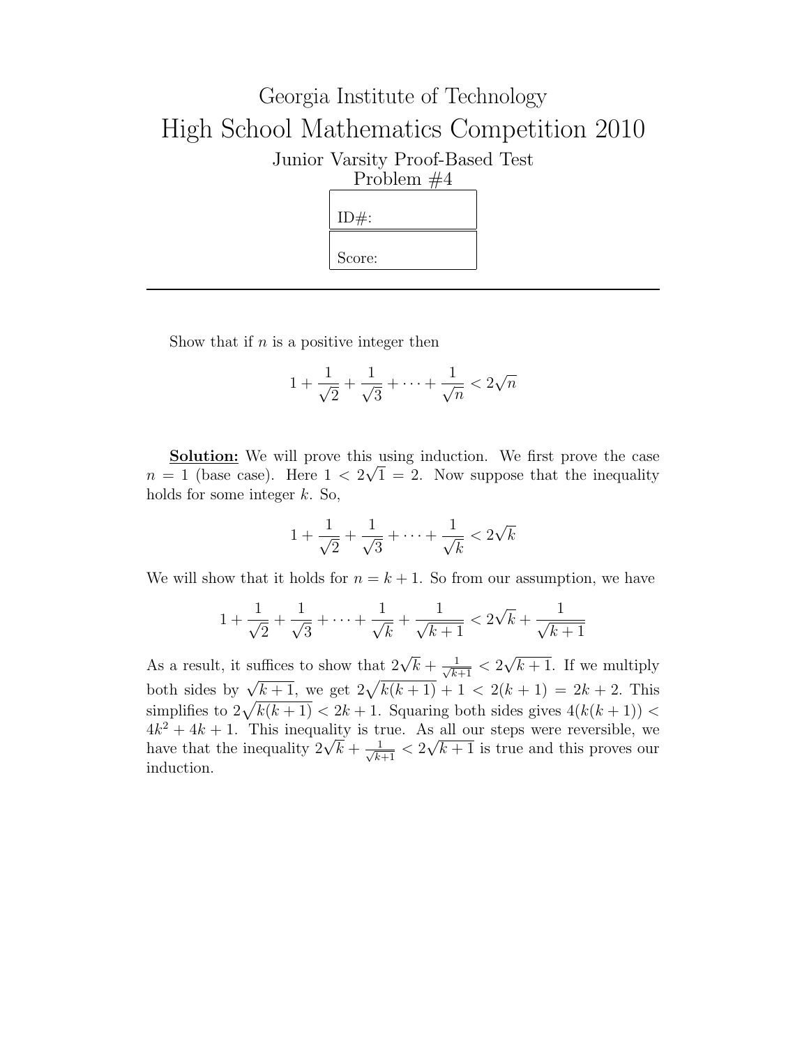# Georgia Institute of Technology

# High School Mathematics Competition 2010

## Junior Varsity Proof-Based Test

## Problem #4

| ID#: |
| --- |
| Score: |

---

Show that if $n$ is a positive integer then

$$1 + \frac{1}{\sqrt{2}} + \frac{1}{\sqrt{3}} + \cdots + \frac{1}{\sqrt{n}} < 2\sqrt{n}$$

**Solution:** We will prove this using induction. We first prove the case $n = 1$ (base case). Here $1 < 2\sqrt{1} = 2$. Now suppose that the inequality holds for some integer $k$. So,

$$1 + \frac{1}{\sqrt{2}} + \frac{1}{\sqrt{3}} + \cdots + \frac{1}{\sqrt{k}} < 2\sqrt{k}$$

We will show that it holds for $n = k + 1$. So from our assumption, we have

$$1 + \frac{1}{\sqrt{2}} + \frac{1}{\sqrt{3}} + \cdots + \frac{1}{\sqrt{k}} + \frac{1}{\sqrt{k+1}} < 2\sqrt{k} + \frac{1}{\sqrt{k+1}}$$

As a result, it suffices to show that $2\sqrt{k} + \frac{1}{\sqrt{k+1}} < 2\sqrt{k+1}$. If we multiply both sides by $\sqrt{k+1}$, we get $2\sqrt{k(k+1)} + 1 < 2(k+1) = 2k + 2$. This simplifies to $2\sqrt{k(k+1)} < 2k + 1$. Squaring both sides gives $4(k(k+1)) < 4k^2 + 4k + 1$. This inequality is true. As all our steps were reversible, we have that the inequality $2\sqrt{k} + \frac{1}{\sqrt{k+1}} < 2\sqrt{k+1}$ is true and this proves our induction.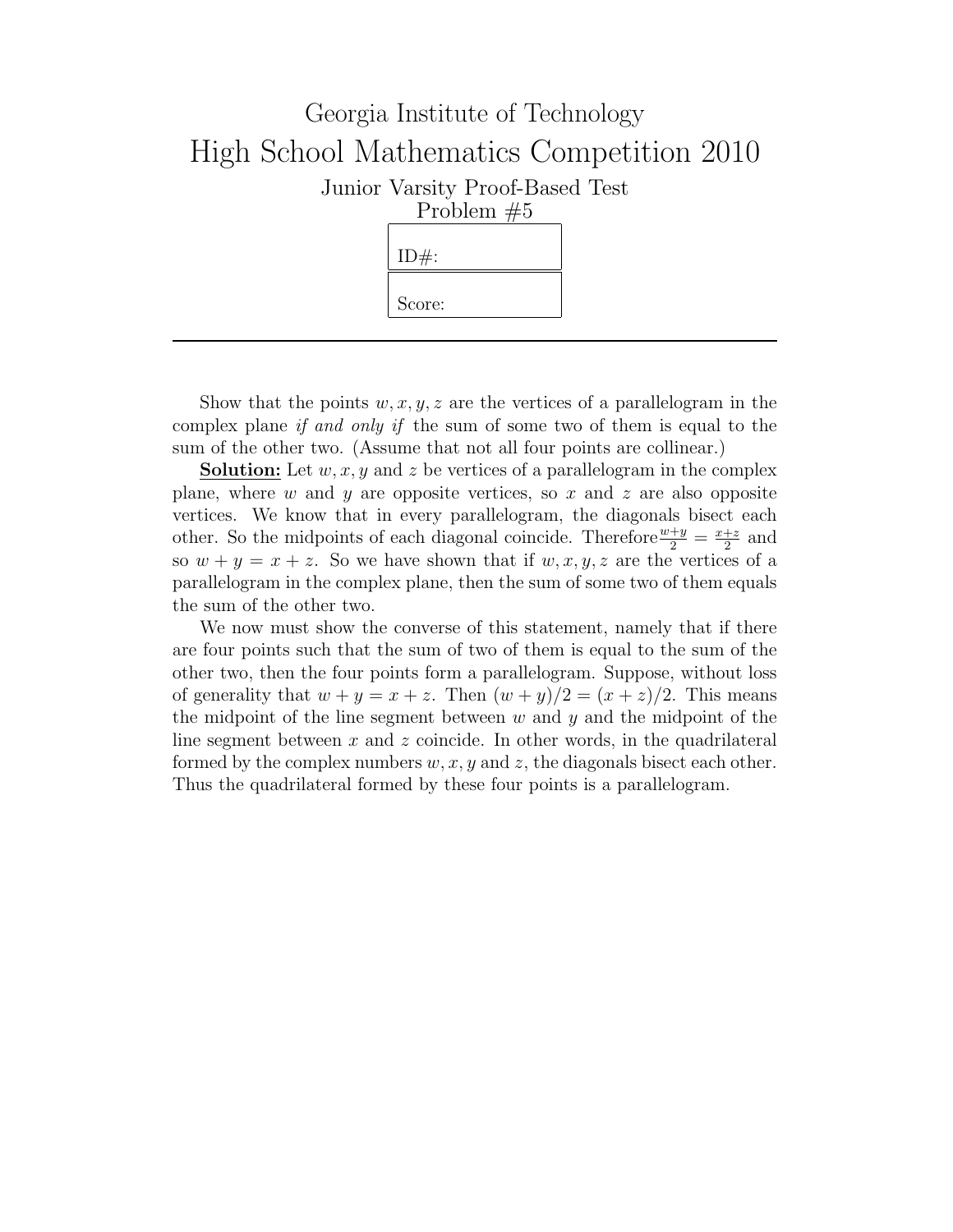# Georgia Institute of Technology

# High School Mathematics Competition 2010

## Junior Varsity Proof-Based Test

## Problem #5

| ID#: |
| --- |
| Score: |

---

Show that the points $w, x, y, z$ are the vertices of a parallelogram in the complex plane *if and only if* the sum of some two of them is equal to the sum of the other two. (Assume that not all four points are collinear.)

**Solution:** Let $w, x, y$ and $z$ be vertices of a parallelogram in the complex plane, where $w$ and $y$ are opposite vertices, so $x$ and $z$ are also opposite vertices. We know that in every parallelogram, the diagonals bisect each other. So the midpoints of each diagonal coincide. Therefore $\frac{w+y}{2} = \frac{x+z}{2}$ and so $w + y = x + z$. So we have shown that if $w, x, y, z$ are the vertices of a parallelogram in the complex plane, then the sum of some two of them equals the sum of the other two.

We now must show the converse of this statement, namely that if there are four points such that the sum of two of them is equal to the sum of the other two, then the four points form a parallelogram. Suppose, without loss of generality that $w + y = x + z$. Then $(w + y)/2 = (x + z)/2$. This means the midpoint of the line segment between $w$ and $y$ and the midpoint of the line segment between $x$ and $z$ coincide. In other words, in the quadrilateral formed by the complex numbers $w, x, y$ and $z$, the diagonals bisect each other. Thus the quadrilateral formed by these four points is a parallelogram.